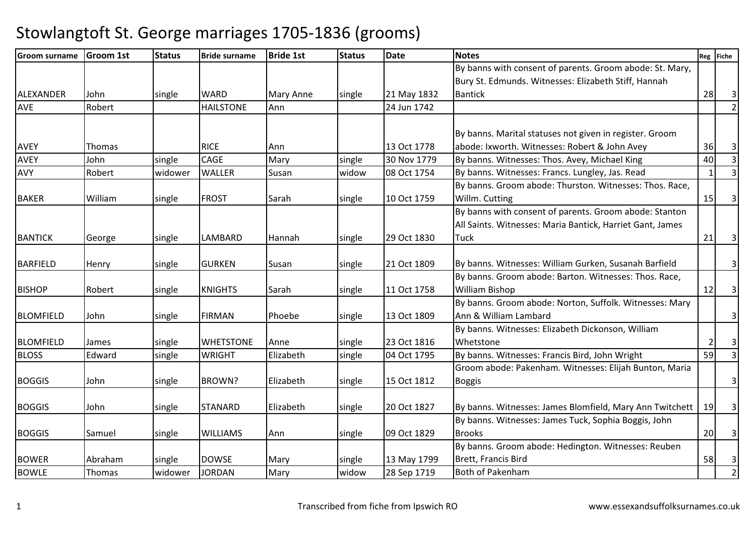# Stowlangtoft St. George marriages 1705-1836 (grooms)

| Groom surname | Groom 1st | Status | Bride surname | Bride 1st | Status | Date | Notes | Reg | Fiche |
|---|---|---|---|---|---|---|---|---|---|
| ALEXANDER | John | single | WARD | Mary Anne | single | 21 May 1832 | By banns with consent of parents. Groom abode: St. Mary, Bury St. Edmunds. Witnesses: Elizabeth Stiff, Hannah Bantick | 28 | 3 |
| AVE | Robert | | HAILSTONE | Ann | | 24 Jun 1742 | | | 2 |
| AVEY | Thomas | | RICE | Ann | | 13 Oct 1778 | By banns. Marital statuses not given in register. Groom abode: Ixworth. Witnesses: Robert & John Avey | 36 | 3 |
| AVEY | John | single | CAGE | Mary | single | 30 Nov 1779 | By banns. Witnesses: Thos. Avey, Michael King | 40 | 3 |
| AVY | Robert | widower | WALLER | Susan | widow | 08 Oct 1754 | By banns. Witnesses: Francs. Lungley, Jas. Read | 1 | 3 |
| BAKER | William | single | FROST | Sarah | single | 10 Oct 1759 | By banns. Groom abode: Thurston. Witnesses: Thos. Race, Willm. Cutting | 15 | 3 |
| BANTICK | George | single | LAMBARD | Hannah | single | 29 Oct 1830 | By banns with consent of parents. Groom abode: Stanton All Saints. Witnesses: Maria Bantick, Harriet Gant, James Tuck | 21 | 3 |
| BARFIELD | Henry | single | GURKEN | Susan | single | 21 Oct 1809 | By banns. Witnesses: William Gurken, Susanah Barfield | | 3 |
| BISHOP | Robert | single | KNIGHTS | Sarah | single | 11 Oct 1758 | By banns. Groom abode: Barton. Witnesses: Thos. Race, William Bishop | 12 | 3 |
| BLOMFIELD | John | single | FIRMAN | Phoebe | single | 13 Oct 1809 | By banns. Groom abode: Norton, Suffolk. Witnesses: Mary Ann & William Lambard | | 3 |
| BLOMFIELD | James | single | WHETSTONE | Anne | single | 23 Oct 1816 | By banns. Witnesses: Elizabeth Dickonson, William Whetstone | 2 | 3 |
| BLOSS | Edward | single | WRIGHT | Elizabeth | single | 04 Oct 1795 | By banns. Witnesses: Francis Bird, John Wright | 59 | 3 |
| BOGGIS | John | single | BROWN? | Elizabeth | single | 15 Oct 1812 | Groom abode: Pakenham. Witnesses: Elijah Bunton, Maria Boggis | | 3 |
| BOGGIS | John | single | STANARD | Elizabeth | single | 20 Oct 1827 | By banns. Witnesses: James Blomfield, Mary Ann Twitchett | 19 | 3 |
| BOGGIS | Samuel | single | WILLIAMS | Ann | single | 09 Oct 1829 | By banns. Witnesses: James Tuck, Sophia Boggis, John Brooks | 20 | 3 |
| BOWER | Abraham | single | DOWSE | Mary | single | 13 May 1799 | By banns. Groom abode: Hedington. Witnesses: Reuben Brett, Francis Bird | 58 | 3 |
| BOWLE | Thomas | widower | JORDAN | Mary | widow | 28 Sep 1719 | Both of Pakenham | | 2 |

Transcribed from fiche from Ipswich RO www.essexandsuffolksurnames.co.uk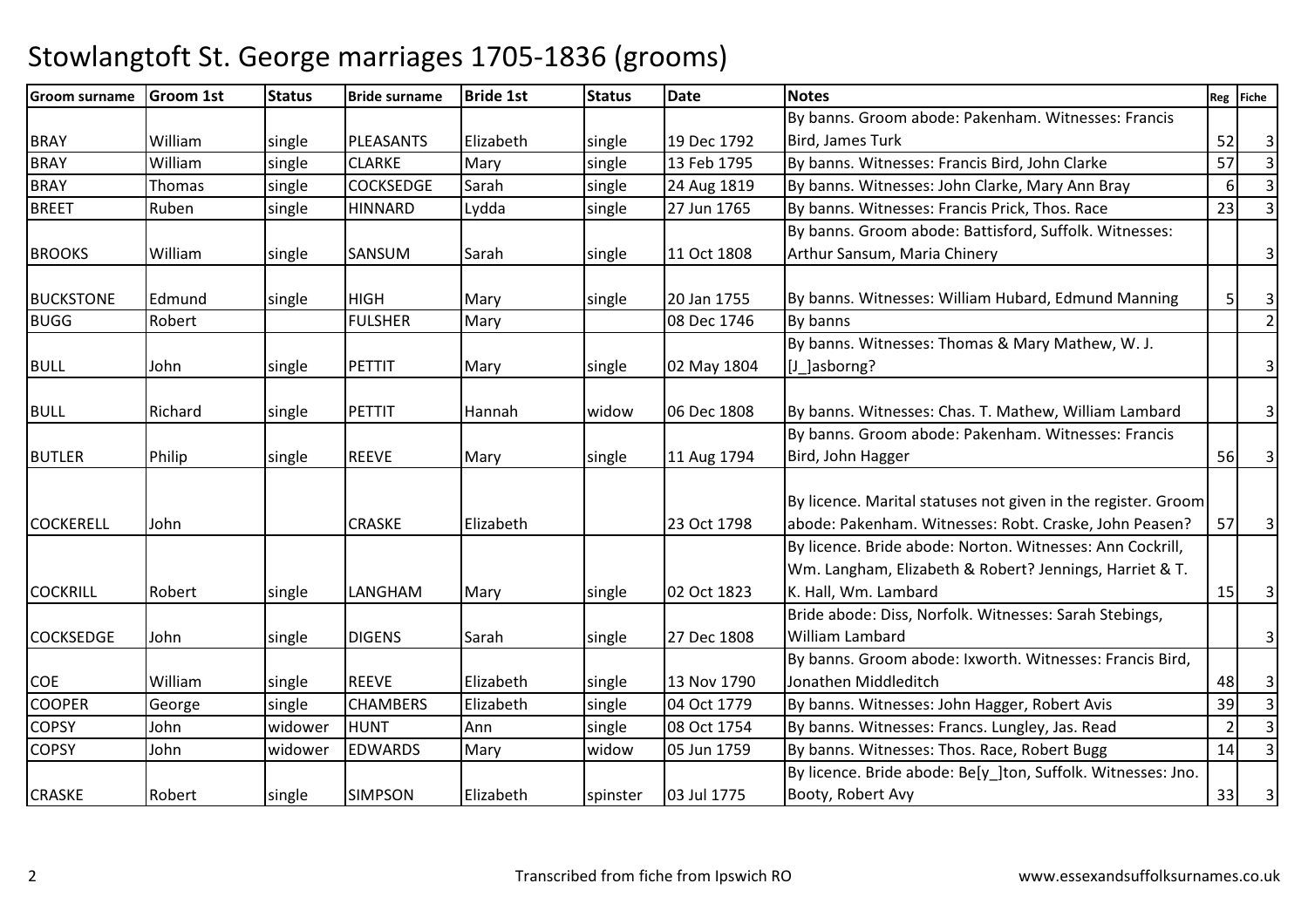# Stowlangtoft St. George marriages 1705-1836 (grooms)

| Groom surname | Groom 1st | Status | Bride surname | Bride 1st | Status | Date | Notes | Reg | Fiche |
|---|---|---|---|---|---|---|---|---|---|
| BRAY | William | single | PLEASANTS | Elizabeth | single | 19 Dec 1792 | By banns. Groom abode: Pakenham. Witnesses: Francis Bird, James Turk | 52 | 3 |
| BRAY | William | single | CLARKE | Mary | single | 13 Feb 1795 | By banns. Witnesses: Francis Bird, John Clarke | 57 | 3 |
| BRAY | Thomas | single | COCKSEDGE | Sarah | single | 24 Aug 1819 | By banns. Witnesses: John Clarke, Mary Ann Bray | 6 | 3 |
| BREET | Ruben | single | HINNARD | Lydda | single | 27 Jun 1765 | By banns. Witnesses: Francis Prick, Thos. Race | 23 | 3 |
| BROOKS | William | single | SANSUM | Sarah | single | 11 Oct 1808 | By banns. Groom abode: Battisford, Suffolk. Witnesses: Arthur Sansum, Maria Chinery | | 3 |
| BUCKSTONE | Edmund | single | HIGH | Mary | single | 20 Jan 1755 | By banns. Witnesses: William Hubard, Edmund Manning | 5 | 3 |
| BUGG | Robert | | FULSHER | Mary | | 08 Dec 1746 | By banns | | 2 |
| BULL | John | single | PETTIT | Mary | single | 02 May 1804 | By banns. Witnesses: Thomas & Mary Mathew, W. J. [J_]asborng? | | 3 |
| BULL | Richard | single | PETTIT | Hannah | widow | 06 Dec 1808 | By banns. Witnesses: Chas. T. Mathew, William Lambard | | 3 |
| BUTLER | Philip | single | REEVE | Mary | single | 11 Aug 1794 | By banns. Groom abode: Pakenham. Witnesses: Francis Bird, John Hagger | 56 | 3 |
| COCKERELL | John | | CRASKE | Elizabeth | | 23 Oct 1798 | By licence. Marital statuses not given in the register. Groom abode: Pakenham. Witnesses: Robt. Craske, John Peasen? | 57 | 3 |
| COCKRILL | Robert | single | LANGHAM | Mary | single | 02 Oct 1823 | By licence. Bride abode: Norton. Witnesses: Ann Cockrill, Wm. Langham, Elizabeth & Robert? Jennings, Harriet & T. K. Hall, Wm. Lambard | 15 | 3 |
| COCKSEDGE | John | single | DIGENS | Sarah | single | 27 Dec 1808 | Bride abode: Diss, Norfolk. Witnesses: Sarah Stebings, William Lambard | | 3 |
| COE | William | single | REEVE | Elizabeth | single | 13 Nov 1790 | By banns. Groom abode: Ixworth. Witnesses: Francis Bird, Jonathen Middleditch | 48 | 3 |
| COOPER | George | single | CHAMBERS | Elizabeth | single | 04 Oct 1779 | By banns. Witnesses: John Hagger, Robert Avis | 39 | 3 |
| COPSY | John | widower | HUNT | Ann | single | 08 Oct 1754 | By banns. Witnesses: Francs. Lungley, Jas. Read | 2 | 3 |
| COPSY | John | widower | EDWARDS | Mary | widow | 05 Jun 1759 | By banns. Witnesses: Thos. Race, Robert Bugg | 14 | 3 |
| CRASKE | Robert | single | SIMPSON | Elizabeth | spinster | 03 Jul 1775 | By licence. Bride abode: Be[y_]ton, Suffolk. Witnesses: Jno. Booty, Robert Avy | 33 | 3 |

Transcribed from fiche from Ipswich RO

www.essexandsuffolksurnames.co.uk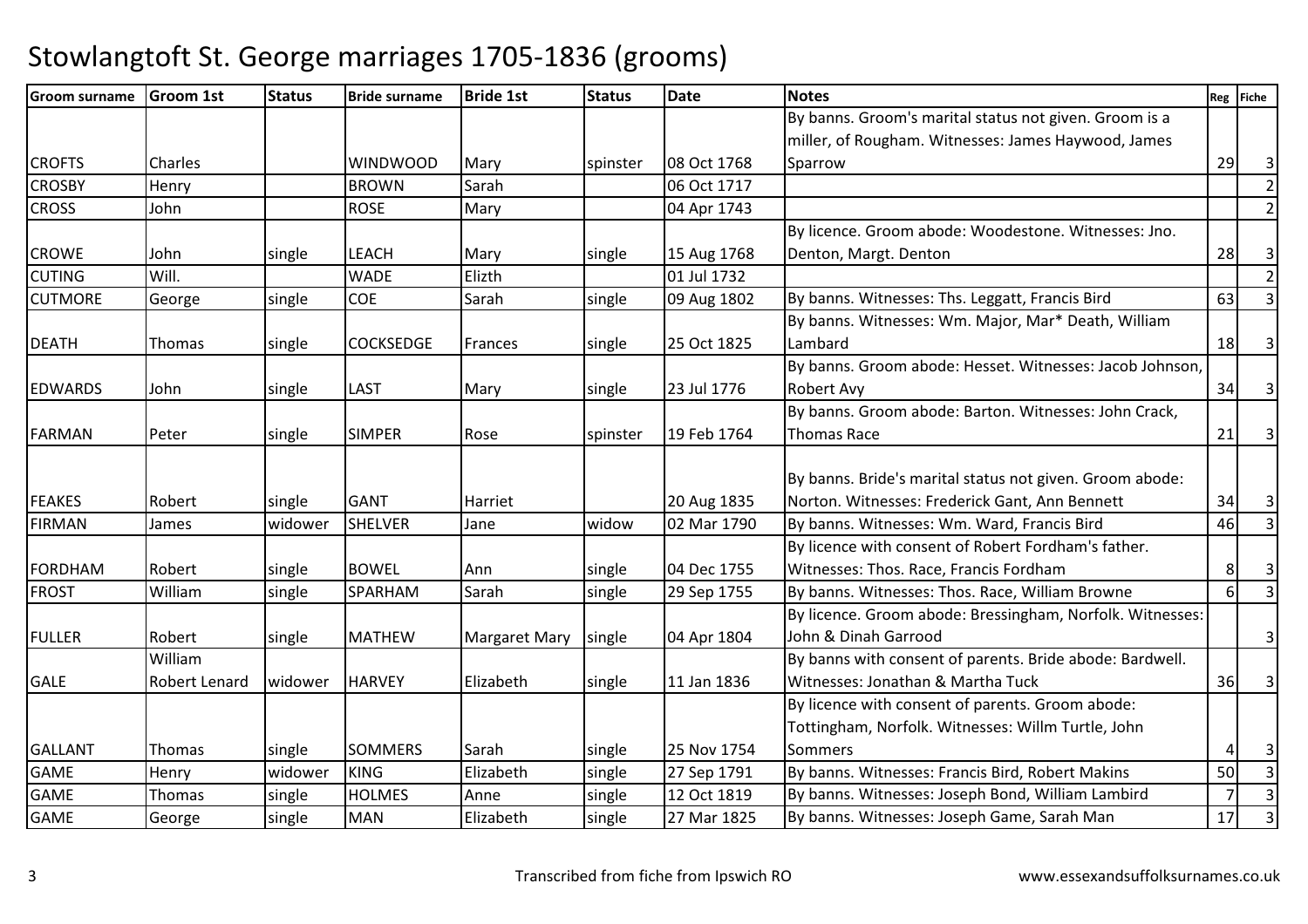# Stowlangtoft St. George marriages 1705-1836 (grooms)

| Groom surname | Groom 1st | Status | Bride surname | Bride 1st | Status | Date | Notes | Reg | Fiche |
|---|---|---|---|---|---|---|---|---|---|
| CROFTS | Charles | | WINDWOOD | Mary | spinster | 08 Oct 1768 | By banns. Groom's marital status not given. Groom is a miller, of Rougham. Witnesses: James Haywood, James Sparrow | 29 | 3 |
| CROSBY | Henry | | BROWN | Sarah | | 06 Oct 1717 | | | 2 |
| CROSS | John | | ROSE | Mary | | 04 Apr 1743 | | | 2 |
| CROWE | John | single | LEACH | Mary | single | 15 Aug 1768 | By licence. Groom abode: Woodestone. Witnesses: Jno. Denton, Margt. Denton | 28 | 3 |
| CUTING | Will. | | WADE | Elizth | | 01 Jul 1732 | | | 2 |
| CUTMORE | George | single | COE | Sarah | single | 09 Aug 1802 | By banns. Witnesses: Ths. Leggatt, Francis Bird | 63 | 3 |
| DEATH | Thomas | single | COCKSEDGE | Frances | single | 25 Oct 1825 | By banns. Witnesses: Wm. Major, Mar* Death, William Lambard | 18 | 3 |
| EDWARDS | John | single | LAST | Mary | single | 23 Jul 1776 | By banns. Groom abode: Hesset. Witnesses: Jacob Johnson, Robert Avy | 34 | 3 |
| FARMAN | Peter | single | SIMPER | Rose | spinster | 19 Feb 1764 | By banns. Groom abode: Barton. Witnesses: John Crack, Thomas Race | 21 | 3 |
| FEAKES | Robert | single | GANT | Harriet | | 20 Aug 1835 | By banns. Bride's marital status not given. Groom abode: Norton. Witnesses: Frederick Gant, Ann Bennett | 34 | 3 |
| FIRMAN | James | widower | SHELVER | Jane | widow | 02 Mar 1790 | By banns. Witnesses: Wm. Ward, Francis Bird | 46 | 3 |
| FORDHAM | Robert | single | BOWEL | Ann | single | 04 Dec 1755 | By licence with consent of Robert Fordham's father. Witnesses: Thos. Race, Francis Fordham | 8 | 3 |
| FROST | William | single | SPARHAM | Sarah | single | 29 Sep 1755 | By banns. Witnesses: Thos. Race, William Browne | 6 | 3 |
| FULLER | Robert | single | MATHEW | Margaret Mary | single | 04 Apr 1804 | By licence. Groom abode: Bressingham, Norfolk. Witnesses: John & Dinah Garrood | | 3 |
| GALE | William Robert Lenard | widower | HARVEY | Elizabeth | single | 11 Jan 1836 | By banns with consent of parents. Bride abode: Bardwell. Witnesses: Jonathan & Martha Tuck | 36 | 3 |
| GALLANT | Thomas | single | SOMMERS | Sarah | single | 25 Nov 1754 | By licence with consent of parents. Groom abode: Tottingham, Norfolk. Witnesses: Willm Turtle, John Sommers | 4 | 3 |
| GAME | Henry | widower | KING | Elizabeth | single | 27 Sep 1791 | By banns. Witnesses: Francis Bird, Robert Makins | 50 | 3 |
| GAME | Thomas | single | HOLMES | Anne | single | 12 Oct 1819 | By banns. Witnesses: Joseph Bond, William Lambird | 7 | 3 |
| GAME | George | single | MAN | Elizabeth | single | 27 Mar 1825 | By banns. Witnesses: Joseph Game, Sarah Man | 17 | 3 |

Transcribed from fiche from Ipswich RO

www.essexandsuffolksurnames.co.uk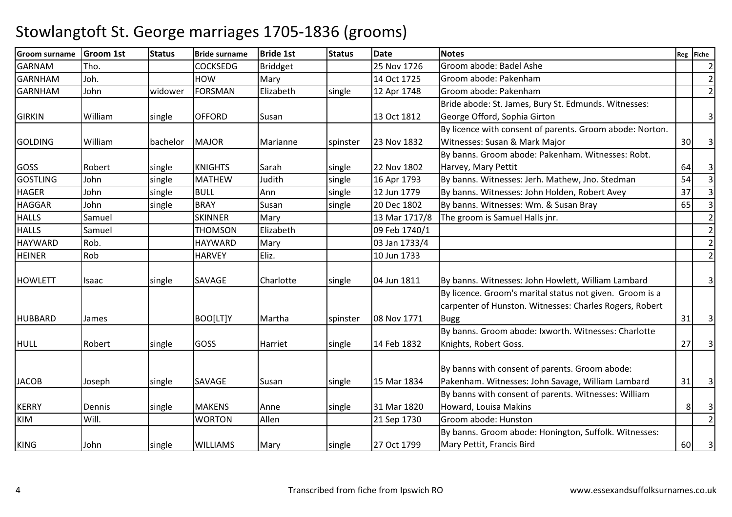# Stowlangtoft St. George marriages 1705-1836 (grooms)

| Groom surname | Groom 1st | Status | Bride surname | Bride 1st | Status | Date | Notes | Reg | Fiche |
|---|---|---|---|---|---|---|---|---|---|
| GARNAM | Tho. | | COCKSEDG | Briddget | | 25 Nov 1726 | Groom abode: Badel Ashe | | 2 |
| GARNHAM | Joh. | | HOW | Mary | | 14 Oct 1725 | Groom abode: Pakenham | | 2 |
| GARNHAM | John | widower | FORSMAN | Elizabeth | single | 12 Apr 1748 | Groom abode: Pakenham | | 2 |
| GIRKIN | William | single | OFFORD | Susan | | 13 Oct 1812 | Bride abode: St. James, Bury St. Edmunds. Witnesses: George Offord, Sophia Girton | | 3 |
| GOLDING | William | bachelor | MAJOR | Marianne | spinster | 23 Nov 1832 | By licence with consent of parents. Groom abode: Norton. Witnesses: Susan & Mark Major | 30 | 3 |
| GOSS | Robert | single | KNIGHTS | Sarah | single | 22 Nov 1802 | By banns. Groom abode: Pakenham. Witnesses: Robt. Harvey, Mary Pettit | 64 | 3 |
| GOSTLING | John | single | MATHEW | Judith | single | 16 Apr 1793 | By banns. Witnesses: Jerh. Mathew, Jno. Stedman | 54 | 3 |
| HAGER | John | single | BULL | Ann | single | 12 Jun 1779 | By banns. Witnesses: John Holden, Robert Avey | 37 | 3 |
| HAGGAR | John | single | BRAY | Susan | single | 20 Dec 1802 | By banns. Witnesses: Wm. & Susan Bray | 65 | 3 |
| HALLS | Samuel | | SKINNER | Mary | | 13 Mar 1717/8 | The groom is Samuel Halls jnr. | | 2 |
| HALLS | Samuel | | THOMSON | Elizabeth | | 09 Feb 1740/1 | | | 2 |
| HAYWARD | Rob. | | HAYWARD | Mary | | 03 Jan 1733/4 | | | 2 |
| HEINER | Rob | | HARVEY | Eliz. | | 10 Jun 1733 | | | 2 |
| HOWLETT | Isaac | single | SAVAGE | Charlotte | single | 04 Jun 1811 | By banns. Witnesses: John Howlett, William Lambard | | 3 |
| HUBBARD | James | | BOO[LT]Y | Martha | spinster | 08 Nov 1771 | By licence. Groom's marital status not given. Groom is a carpenter of Hunston. Witnesses: Charles Rogers, Robert Bugg | 31 | 3 |
| HULL | Robert | single | GOSS | Harriet | single | 14 Feb 1832 | By banns. Groom abode: Ixworth. Witnesses: Charlotte Knights, Robert Goss. | 27 | 3 |
| JACOB | Joseph | single | SAVAGE | Susan | single | 15 Mar 1834 | By banns with consent of parents. Groom abode: Pakenham. Witnesses: John Savage, William Lambard | 31 | 3 |
| KERRY | Dennis | single | MAKENS | Anne | single | 31 Mar 1820 | By banns with consent of parents. Witnesses: William Howard, Louisa Makins | 8 | 3 |
| KIM | Will. | | WORTON | Allen | | 21 Sep 1730 | Groom abode: Hunston | | 2 |
| KING | John | single | WILLIAMS | Mary | single | 27 Oct 1799 | By banns. Groom abode: Honington, Suffolk. Witnesses: Mary Pettit, Francis Bird | 60 | 3 |

Transcribed from fiche from Ipswich RO

www.essexandsuffolksurnames.co.uk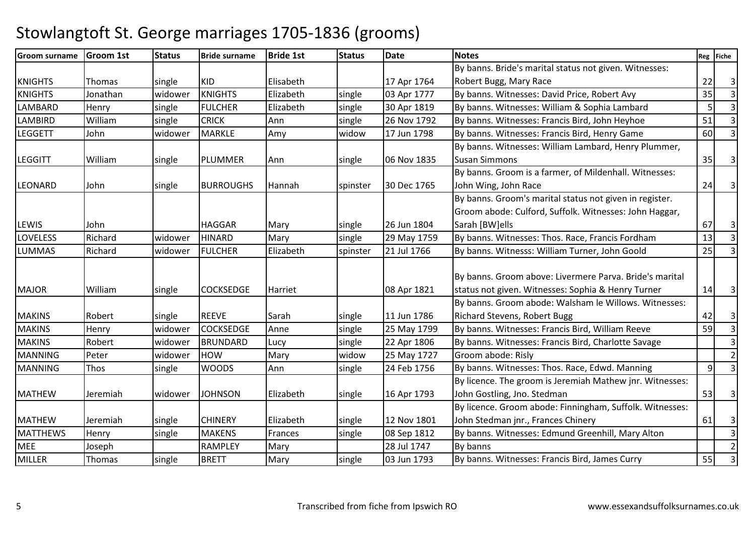# Stowlangtoft St. George marriages 1705-1836 (grooms)

| Groom surname | Groom 1st | Status | Bride surname | Bride 1st | Status | Date | Notes | Reg | Fiche |
|---|---|---|---|---|---|---|---|---|---|
| KNIGHTS | Thomas | single | KID | Elisabeth | | 17 Apr 1764 | By banns. Bride's marital status not given. Witnesses: Robert Bugg, Mary Race | 22 | 3 |
| KNIGHTS | Jonathan | widower | KNIGHTS | Elizabeth | single | 03 Apr 1777 | By banns. Witnesses: David Price, Robert Avy | 35 | 3 |
| LAMBARD | Henry | single | FULCHER | Elizabeth | single | 30 Apr 1819 | By banns. Witnesses: William & Sophia Lambard | 5 | 3 |
| LAMBIRD | William | single | CRICK | Ann | single | 26 Nov 1792 | By banns. Witnesses: Francis Bird, John Heyhoe | 51 | 3 |
| LEGGETT | John | widower | MARKLE | Amy | widow | 17 Jun 1798 | By banns. Witnesses: Francis Bird, Henry Game | 60 | 3 |
| LEGGITT | William | single | PLUMMER | Ann | single | 06 Nov 1835 | By banns. Witnesses: William Lambard, Henry Plummer, Susan Simmons | 35 | 3 |
| LEONARD | John | single | BURROUGHS | Hannah | spinster | 30 Dec 1765 | By banns. Groom is a farmer, of Mildenhall. Witnesses: John Wing, John Race | 24 | 3 |
| LEWIS | John | | HAGGAR | Mary | single | 26 Jun 1804 | By banns. Groom's marital status not given in register. Groom abode: Culford, Suffolk. Witnesses: John Haggar, Sarah [BW]ells | 67 | 3 |
| LOVELESS | Richard | widower | HINARD | Mary | single | 29 May 1759 | By banns. Witnesses: Thos. Race, Francis Fordham | 13 | 3 |
| LUMMAS | Richard | widower | FULCHER | Elizabeth | spinster | 21 Jul 1766 | By banns. Witnesss: William Turner, John Goold | 25 | 3 |
| MAJOR | William | single | COCKSEDGE | Harriet | | 08 Apr 1821 | By banns. Groom above: Livermere Parva. Bride's marital status not given. Witnesses: Sophia & Henry Turner | 14 | 3 |
| MAKINS | Robert | single | REEVE | Sarah | single | 11 Jun 1786 | By banns. Groom abode: Walsham le Willows. Witnesses: Richard Stevens, Robert Bugg | 42 | 3 |
| MAKINS | Henry | widower | COCKSEDGE | Anne | single | 25 May 1799 | By banns. Witnesses: Francis Bird, William Reeve | 59 | 3 |
| MAKINS | Robert | widower | BRUNDARD | Lucy | single | 22 Apr 1806 | By banns. Witnesses: Francis Bird, Charlotte Savage | | 3 |
| MANNING | Peter | widower | HOW | Mary | widow | 25 May 1727 | Groom abode: Risly | | 2 |
| MANNING | Thos | single | WOODS | Ann | single | 24 Feb 1756 | By banns. Witnesses: Thos. Race, Edwd. Manning | 9 | 3 |
| MATHEW | Jeremiah | widower | JOHNSON | Elizabeth | single | 16 Apr 1793 | By licence. The groom is Jeremiah Mathew jnr. Witnesses: John Gostling, Jno. Stedman | 53 | 3 |
| MATHEW | Jeremiah | single | CHINERY | Elizabeth | single | 12 Nov 1801 | By licence. Groom abode: Finningham, Suffolk. Witnesses: John Stedman jnr., Frances Chinery | 61 | 3 |
| MATTHEWS | Henry | single | MAKENS | Frances | single | 08 Sep 1812 | By banns. Witnesses: Edmund Greenhill, Mary Alton | | 3 |
| MEE | Joseph | | RAMPLEY | Mary | | 28 Jul 1747 | By banns | | 2 |
| MILLER | Thomas | single | BRETT | Mary | single | 03 Jun 1793 | By banns. Witnesses: Francis Bird, James Curry | 55 | 3 |

Transcribed from fiche from Ipswich RO

www.essexandsuffolksurnames.co.uk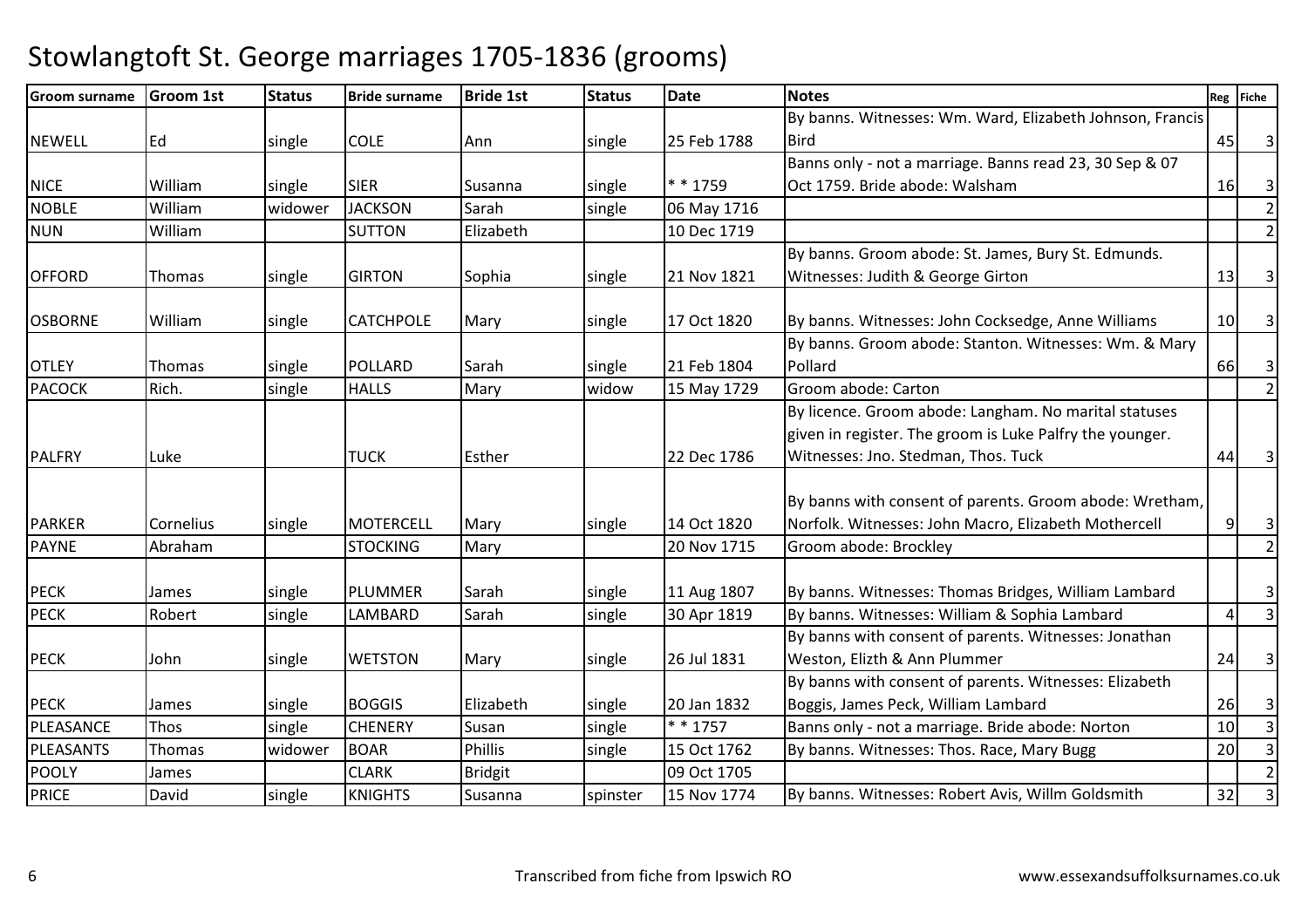# Stowlangtoft St. George marriages 1705-1836 (grooms)

| Groom surname | Groom 1st | Status | Bride surname | Bride 1st | Status | Date | Notes | Reg | Fiche |
|---|---|---|---|---|---|---|---|---|---|
| NEWELL | Ed | single | COLE | Ann | single | 25 Feb 1788 | By banns. Witnesses: Wm. Ward, Elizabeth Johnson, Francis Bird | 45 | 3 |
| NICE | William | single | SIER | Susanna | single | * * 1759 | Banns only - not a marriage. Banns read 23, 30 Sep & 07 Oct 1759. Bride abode: Walsham | 16 | 3 |
| NOBLE | William | widower | JACKSON | Sarah | single | 06 May 1716 | | | 2 |
| NUN | William | | SUTTON | Elizabeth | | 10 Dec 1719 | | | 2 |
| OFFORD | Thomas | single | GIRTON | Sophia | single | 21 Nov 1821 | By banns. Groom abode: St. James, Bury St. Edmunds. Witnesses: Judith & George Girton | 13 | 3 |
| OSBORNE | William | single | CATCHPOLE | Mary | single | 17 Oct 1820 | By banns. Witnesses: John Cocksedge, Anne Williams | 10 | 3 |
| OTLEY | Thomas | single | POLLARD | Sarah | single | 21 Feb 1804 | By banns. Groom abode: Stanton. Witnesses: Wm. & Mary Pollard | 66 | 3 |
| PACOCK | Rich. | single | HALLS | Mary | widow | 15 May 1729 | Groom abode: Carton | | 2 |
| PALFRY | Luke | | TUCK | Esther | | 22 Dec 1786 | By licence. Groom abode: Langham. No marital statuses given in register. The groom is Luke Palfry the younger. Witnesses: Jno. Stedman, Thos. Tuck | 44 | 3 |
| PARKER | Cornelius | single | MOTERCELL | Mary | single | 14 Oct 1820 | By banns with consent of parents. Groom abode: Wretham, Norfolk. Witnesses: John Macro, Elizabeth Mothercell | 9 | 3 |
| PAYNE | Abraham | | STOCKING | Mary | | 20 Nov 1715 | Groom abode: Brockley | | 2 |
| PECK | James | single | PLUMMER | Sarah | single | 11 Aug 1807 | By banns. Witnesses: Thomas Bridges, William Lambard | | 3 |
| PECK | Robert | single | LAMBARD | Sarah | single | 30 Apr 1819 | By banns. Witnesses: William & Sophia Lambard | 4 | 3 |
| PECK | John | single | WETSTON | Mary | single | 26 Jul 1831 | By banns with consent of parents. Witnesses: Jonathan Weston, Elizth & Ann Plummer | 24 | 3 |
| PECK | James | single | BOGGIS | Elizabeth | single | 20 Jan 1832 | By banns with consent of parents. Witnesses: Elizabeth Boggis, James Peck, William Lambard | 26 | 3 |
| PLEASANCE | Thos | single | CHENERY | Susan | single | * * 1757 | Banns only - not a marriage. Bride abode: Norton | 10 | 3 |
| PLEASANTS | Thomas | widower | BOAR | Phillis | single | 15 Oct 1762 | By banns. Witnesses: Thos. Race, Mary Bugg | 20 | 3 |
| POOLY | James | | CLARK | Bridgit | | 09 Oct 1705 | | | 2 |
| PRICE | David | single | KNIGHTS | Susanna | spinster | 15 Nov 1774 | By banns. Witnesses: Robert Avis, Willm Goldsmith | 32 | 3 |

Transcribed from fiche from Ipswich RO

www.essexandsuffolksurnames.co.uk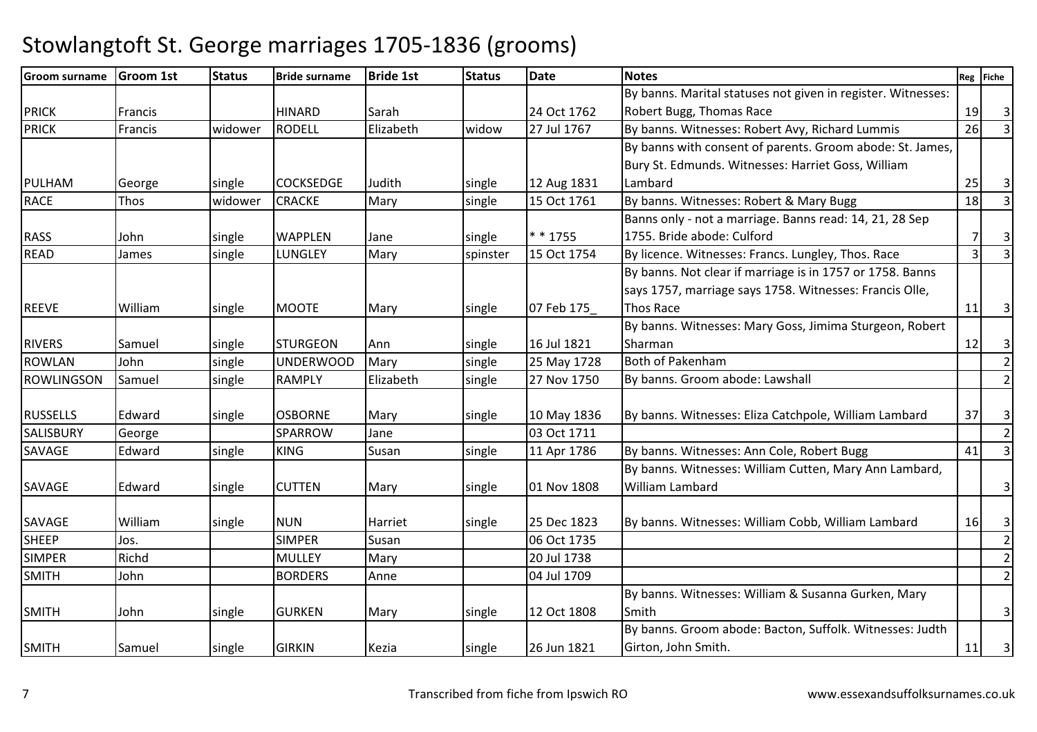# Stowlangtoft St. George marriages 1705-1836 (grooms)

| Groom surname | Groom 1st | Status | Bride surname | Bride 1st | Status | Date | Notes | Reg | Fiche |
|---|---|---|---|---|---|---|---|---|---|
| PRICK | Francis | | HINARD | Sarah | | 24 Oct 1762 | By banns. Marital statuses not given in register. Witnesses: Robert Bugg, Thomas Race | 19 | 3 |
| PRICK | Francis | widower | RODELL | Elizabeth | widow | 27 Jul 1767 | By banns. Witnesses: Robert Avy, Richard Lummis | 26 | 3 |
| PULHAM | George | single | COCKSEDGE | Judith | single | 12 Aug 1831 | By banns with consent of parents. Groom abode: St. James, Bury St. Edmunds. Witnesses: Harriet Goss, William Lambard | 25 | 3 |
| RACE | Thos | widower | CRACKE | Mary | single | 15 Oct 1761 | By banns. Witnesses: Robert & Mary Bugg | 18 | 3 |
| RASS | John | single | WAPPLEN | Jane | single | * * 1755 | Banns only - not a marriage. Banns read: 14, 21, 28 Sep 1755. Bride abode: Culford | 7 | 3 |
| READ | James | single | LUNGLEY | Mary | spinster | 15 Oct 1754 | By licence. Witnesses: Francs. Lungley, Thos. Race | 3 | 3 |
| REEVE | William | single | MOOTE | Mary | single | 07 Feb 175_ | By banns. Not clear if marriage is in 1757 or 1758. Banns says 1757, marriage says 1758. Witnesses: Francis Olle, Thos Race | 11 | 3 |
| RIVERS | Samuel | single | STURGEON | Ann | single | 16 Jul 1821 | By banns. Witnesses: Mary Goss, Jimima Sturgeon, Robert Sharman | 12 | 3 |
| ROWLAN | John | single | UNDERWOOD | Mary | single | 25 May 1728 | Both of Pakenham | | 2 |
| ROWLINGSON | Samuel | single | RAMPLY | Elizabeth | single | 27 Nov 1750 | By banns. Groom abode: Lawshall | | 2 |
| RUSSELLS | Edward | single | OSBORNE | Mary | single | 10 May 1836 | By banns. Witnesses: Eliza Catchpole, William Lambard | 37 | 3 |
| SALISBURY | George | | SPARROW | Jane | | 03 Oct 1711 | | | 2 |
| SAVAGE | Edward | single | KING | Susan | single | 11 Apr 1786 | By banns. Witnesses: Ann Cole, Robert Bugg | 41 | 3 |
| SAVAGE | Edward | single | CUTTEN | Mary | single | 01 Nov 1808 | By banns. Witnesses: William Cutten, Mary Ann Lambard, William Lambard | | 3 |
| SAVAGE | William | single | NUN | Harriet | single | 25 Dec 1823 | By banns. Witnesses: William Cobb, William Lambard | 16 | 3 |
| SHEEP | Jos. | | SIMPER | Susan | | 06 Oct 1735 | | | 2 |
| SIMPER | Richd | | MULLEY | Mary | | 20 Jul 1738 | | | 2 |
| SMITH | John | | BORDERS | Anne | | 04 Jul 1709 | | | 2 |
| SMITH | John | single | GURKEN | Mary | single | 12 Oct 1808 | By banns. Witnesses: William & Susanna Gurken, Mary Smith | | 3 |
| SMITH | Samuel | single | GIRKIN | Kezia | single | 26 Jun 1821 | By banns. Groom abode: Bacton, Suffolk. Witnesses: Judth Girton, John Smith. | 11 | 3 |

Transcribed from fiche from Ipswich RO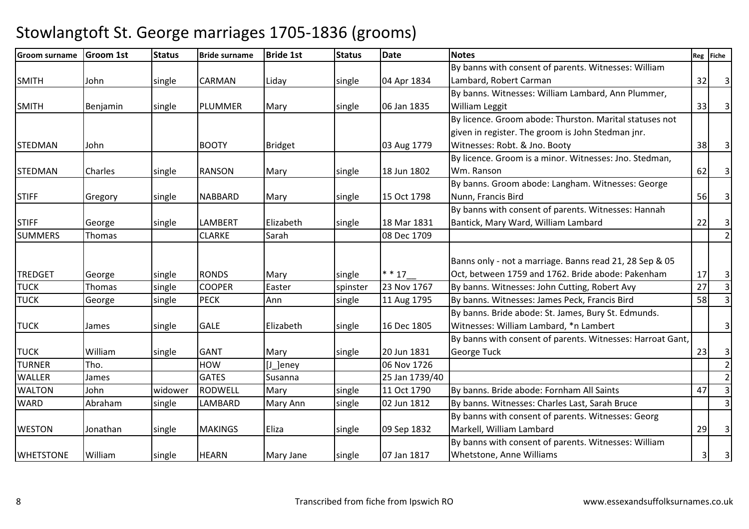# Stowlangtoft St. George marriages 1705-1836 (grooms)

| Groom surname | Groom 1st | Status | Bride surname | Bride 1st | Status | Date | Notes | Reg | Fiche |
|---|---|---|---|---|---|---|---|---|---|
| SMITH | John | single | CARMAN | Liday | single | 04 Apr 1834 | By banns with consent of parents. Witnesses: William Lambard, Robert Carman | 32 | 3 |
| SMITH | Benjamin | single | PLUMMER | Mary | single | 06 Jan 1835 | By banns. Witnesses: William Lambard, Ann Plummer, William Leggit | 33 | 3 |
| STEDMAN | John | | BOOTY | Bridget | | 03 Aug 1779 | By licence. Groom abode: Thurston. Marital statuses not given in register. The groom is John Stedman jnr. Witnesses: Robt. & Jno. Booty | 38 | 3 |
| STEDMAN | Charles | single | RANSON | Mary | single | 18 Jun 1802 | By licence. Groom is a minor. Witnesses: Jno. Stedman, Wm. Ranson | 62 | 3 |
| STIFF | Gregory | single | NABBARD | Mary | single | 15 Oct 1798 | By banns. Groom abode: Langham. Witnesses: George Nunn, Francis Bird | 56 | 3 |
| STIFF | George | single | LAMBERT | Elizabeth | single | 18 Mar 1831 | By banns with consent of parents. Witnesses: Hannah Bantick, Mary Ward, William Lambard | 22 | 3 |
| SUMMERS | Thomas | | CLARKE | Sarah | | 08 Dec 1709 | | | 2 |
| TREDGET | George | single | RONDS | Mary | single | * * 17__ | Banns only - not a marriage. Banns read 21, 28 Sep & 05 Oct, between 1759 and 1762. Bride abode: Pakenham | 17 | 3 |
| TUCK | Thomas | single | COOPER | Easter | spinster | 23 Nov 1767 | By banns. Witnesses: John Cutting, Robert Avy | 27 | 3 |
| TUCK | George | single | PECK | Ann | single | 11 Aug 1795 | By banns. Witnesses: James Peck, Francis Bird | 58 | 3 |
| TUCK | James | single | GALE | Elizabeth | single | 16 Dec 1805 | By banns. Bride abode: St. James, Bury St. Edmunds. Witnesses: William Lambard, *n Lambert | | 3 |
| TUCK | William | single | GANT | Mary | single | 20 Jun 1831 | By banns with consent of parents. Witnesses: Harroat Gant, George Tuck | 23 | 3 |
| TURNER | Tho. | | HOW | [J_]eney | | 06 Nov 1726 | | | 2 |
| WALLER | James | | GATES | Susanna | | 25 Jan 1739/40 | | | 2 |
| WALTON | John | widower | RODWELL | Mary | single | 11 Oct 1790 | By banns. Bride abode: Fornham All Saints | 47 | 3 |
| WARD | Abraham | single | LAMBARD | Mary Ann | single | 02 Jun 1812 | By banns. Witnesses: Charles Last, Sarah Bruce | | 3 |
| WESTON | Jonathan | single | MAKINGS | Eliza | single | 09 Sep 1832 | By banns with consent of parents. Witnesses: Georg Markell, William Lambard | 29 | 3 |
| WHETSTONE | William | single | HEARN | Mary Jane | single | 07 Jan 1817 | By banns with consent of parents. Witnesses: William Whetstone, Anne Williams | 3 | 3 |

Transcribed from fiche from Ipswich RO — www.essexandsuffolksurnames.co.uk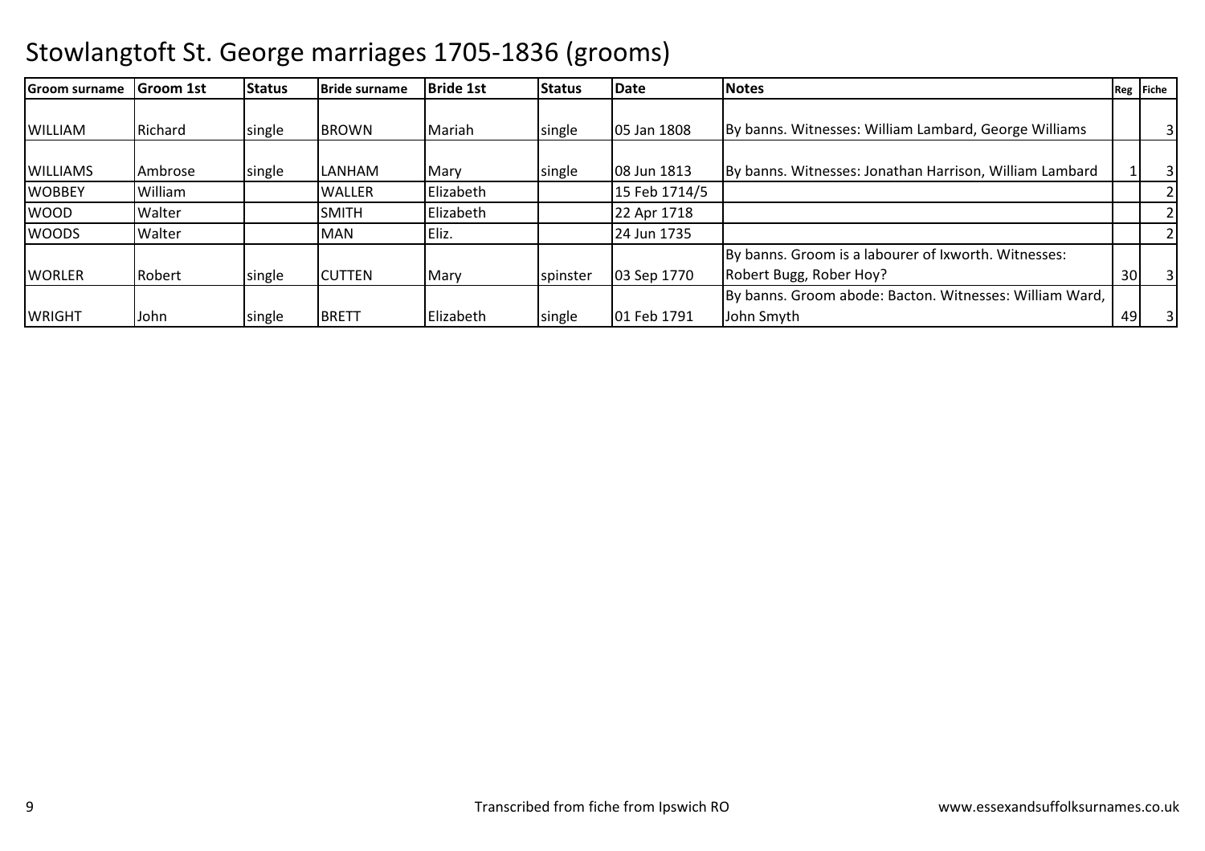# Stowlangtoft St. George marriages 1705-1836 (grooms)

| Groom surname | Groom 1st | Status | Bride surname | Bride 1st | Status | Date | Notes | Reg | Fiche |
|---|---|---|---|---|---|---|---|---|---|
| WILLIAM | Richard | single | BROWN | Mariah | single | 05 Jan 1808 | By banns. Witnesses: William Lambard, George Williams | | 3 |
| WILLIAMS | Ambrose | single | LANHAM | Mary | single | 08 Jun 1813 | By banns. Witnesses: Jonathan Harrison, William Lambard | 1 | 3 |
| WOBBEY | William | | WALLER | Elizabeth | | 15 Feb 1714/5 | | | 2 |
| WOOD | Walter | | SMITH | Elizabeth | | 22 Apr 1718 | | | 2 |
| WOODS | Walter | | MAN | Eliz. | | 24 Jun 1735 | | | 2 |
| WORLER | Robert | single | CUTTEN | Mary | spinster | 03 Sep 1770 | By banns. Groom is a labourer of Ixworth. Witnesses: Robert Bugg, Rober Hoy? | 30 | 3 |
| WRIGHT | John | single | BRETT | Elizabeth | single | 01 Feb 1791 | By banns. Groom abode: Bacton. Witnesses: William Ward, John Smyth | 49 | 3 |

Transcribed from fiche from Ipswich RO

www.essexandsuffolksurnames.co.uk